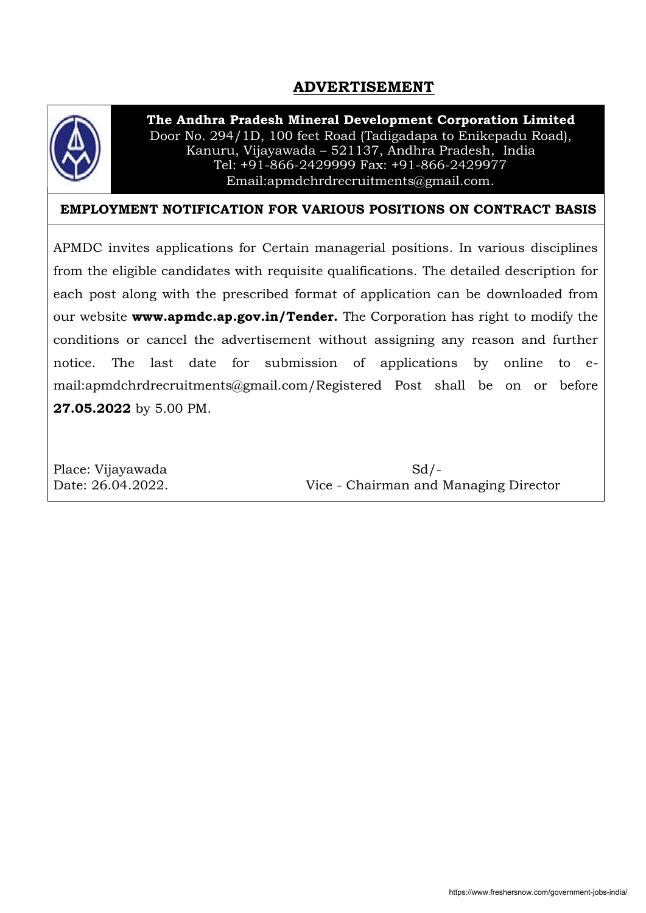# ADVERTISEMENT

**The Andhra Pradesh Mineral Development Corporation Limited**
Door No. 294/1D, 100 feet Road (Tadigadapa to Enikepadu Road),
Kanuru, Vijayawada – 521137, Andhra Pradesh, India
Tel: +91-866-2429999 Fax: +91-866-2429977
Email:apmdchrdrecruitments@gmail.com.

## EMPLOYMENT NOTIFICATION FOR VARIOUS POSITIONS ON CONTRACT BASIS

APMDC invites applications for Certain managerial positions. In various disciplines from the eligible candidates with requisite qualifications. The detailed description for each post along with the prescribed format of application can be downloaded from our website **www.apmdc.ap.gov.in/Tender.** The Corporation has right to modify the conditions or cancel the advertisement without assigning any reason and further notice. The last date for submission of applications by online to e-mail:apmdchrdrecruitments@gmail.com/Registered Post shall be on or before **27.05.2022** by 5.00 PM.

Place: Vijayawada
Date: 26.04.2022.

Sd/-
Vice - Chairman and Managing Director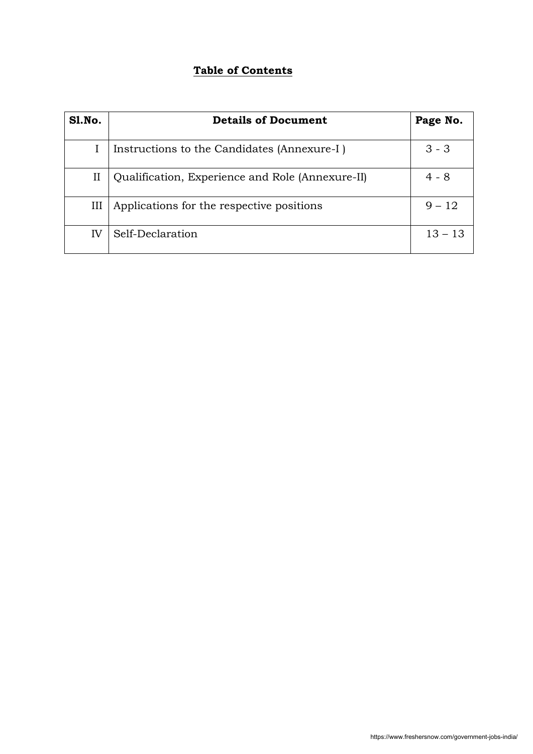## Table of Contents

| Sl.No. | Details of Document | Page No. |
|---|---|---|
| I | Instructions to the Candidates (Annexure-I ) | 3 - 3 |
| II | Qualification, Experience and Role (Annexure-II) | 4 - 8 |
| III | Applications for the respective positions | 9 – 12 |
| IV | Self-Declaration | 13 – 13 |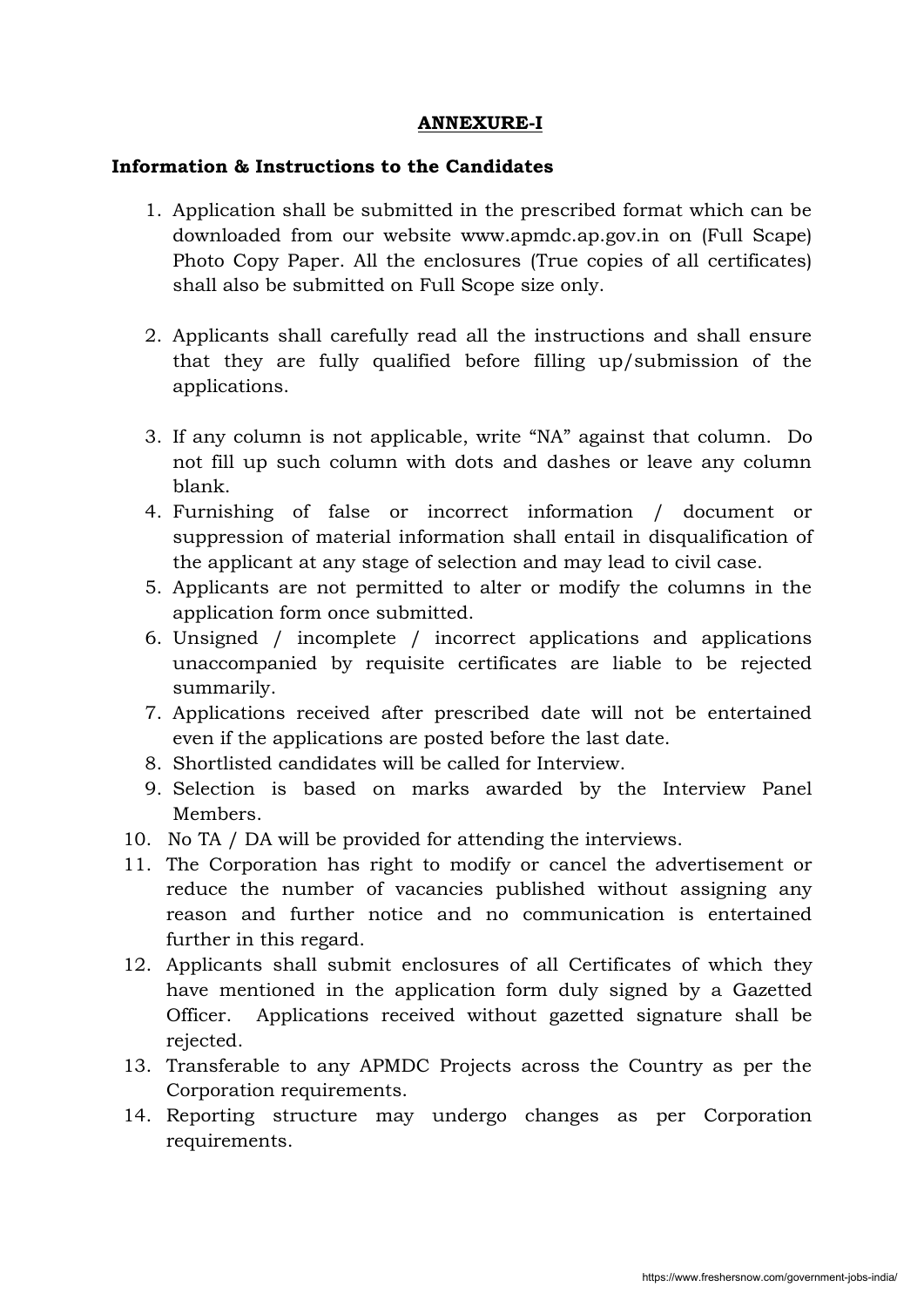## ANNEXURE-I

### Information & Instructions to the Candidates

1. Application shall be submitted in the prescribed format which can be downloaded from our website www.apmdc.ap.gov.in on (Full Scape) Photo Copy Paper. All the enclosures (True copies of all certificates) shall also be submitted on Full Scope size only.

2. Applicants shall carefully read all the instructions and shall ensure that they are fully qualified before filling up/submission of the applications.

3. If any column is not applicable, write "NA" against that column. Do not fill up such column with dots and dashes or leave any column blank.
4. Furnishing of false or incorrect information / document or suppression of material information shall entail in disqualification of the applicant at any stage of selection and may lead to civil case.
5. Applicants are not permitted to alter or modify the columns in the application form once submitted.
6. Unsigned / incomplete / incorrect applications and applications unaccompanied by requisite certificates are liable to be rejected summarily.
7. Applications received after prescribed date will not be entertained even if the applications are posted before the last date.
8. Shortlisted candidates will be called for Interview.
9. Selection is based on marks awarded by the Interview Panel Members.
10. No TA / DA will be provided for attending the interviews.
11. The Corporation has right to modify or cancel the advertisement or reduce the number of vacancies published without assigning any reason and further notice and no communication is entertained further in this regard.
12. Applicants shall submit enclosures of all Certificates of which they have mentioned in the application form duly signed by a Gazetted Officer. Applications received without gazetted signature shall be rejected.
13. Transferable to any APMDC Projects across the Country as per the Corporation requirements.
14. Reporting structure may undergo changes as per Corporation requirements.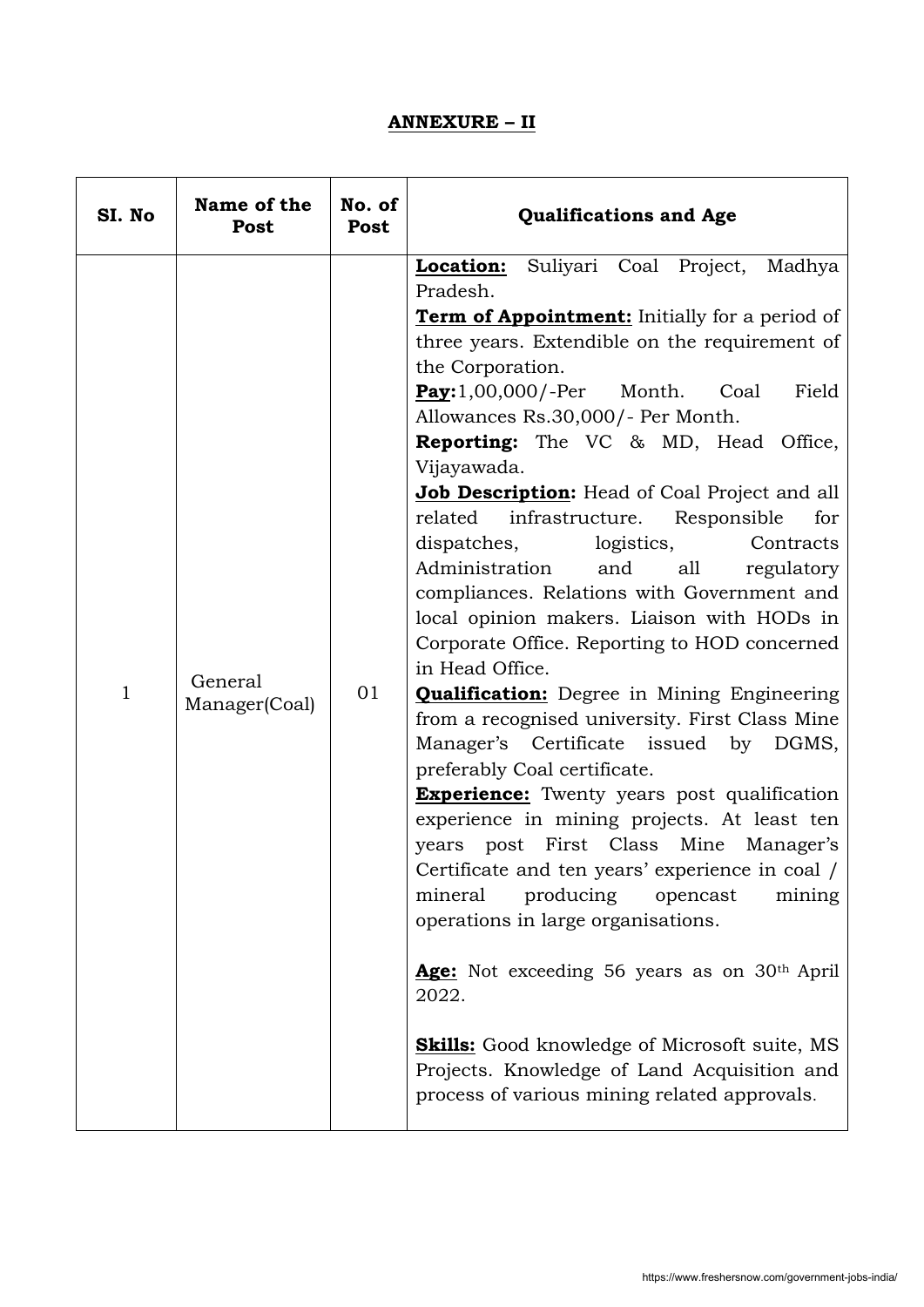## ANNEXURE – II

| SI. No | Name of the Post | No. of Post | Qualifications and Age |
|---|---|---|---|
| 1 | General Manager(Coal) | 01 | **Location:** Suliyari Coal Project, Madhya Pradesh.<br>**Term of Appointment:** Initially for a period of three years. Extendible on the requirement of the Corporation.<br>**Pay:**1,00,000/-Per Month. Coal Field Allowances Rs.30,000/- Per Month.<br>**Reporting:** The VC & MD, Head Office, Vijayawada.<br>**Job Description:** Head of Coal Project and all related infrastructure. Responsible for dispatches, logistics, Contracts Administration and all regulatory compliances. Relations with Government and local opinion makers. Liaison with HODs in Corporate Office. Reporting to HOD concerned in Head Office.<br>**Qualification:** Degree in Mining Engineering from a recognised university. First Class Mine Manager's Certificate issued by DGMS, preferably Coal certificate.<br>**Experience:** Twenty years post qualification experience in mining projects. At least ten years post First Class Mine Manager's Certificate and ten years' experience in coal / mineral producing opencast mining operations in large organisations.<br><br>**Age:** Not exceeding 56 years as on 30th April 2022.<br><br>**Skills:** Good knowledge of Microsoft suite, MS Projects. Knowledge of Land Acquisition and process of various mining related approvals. |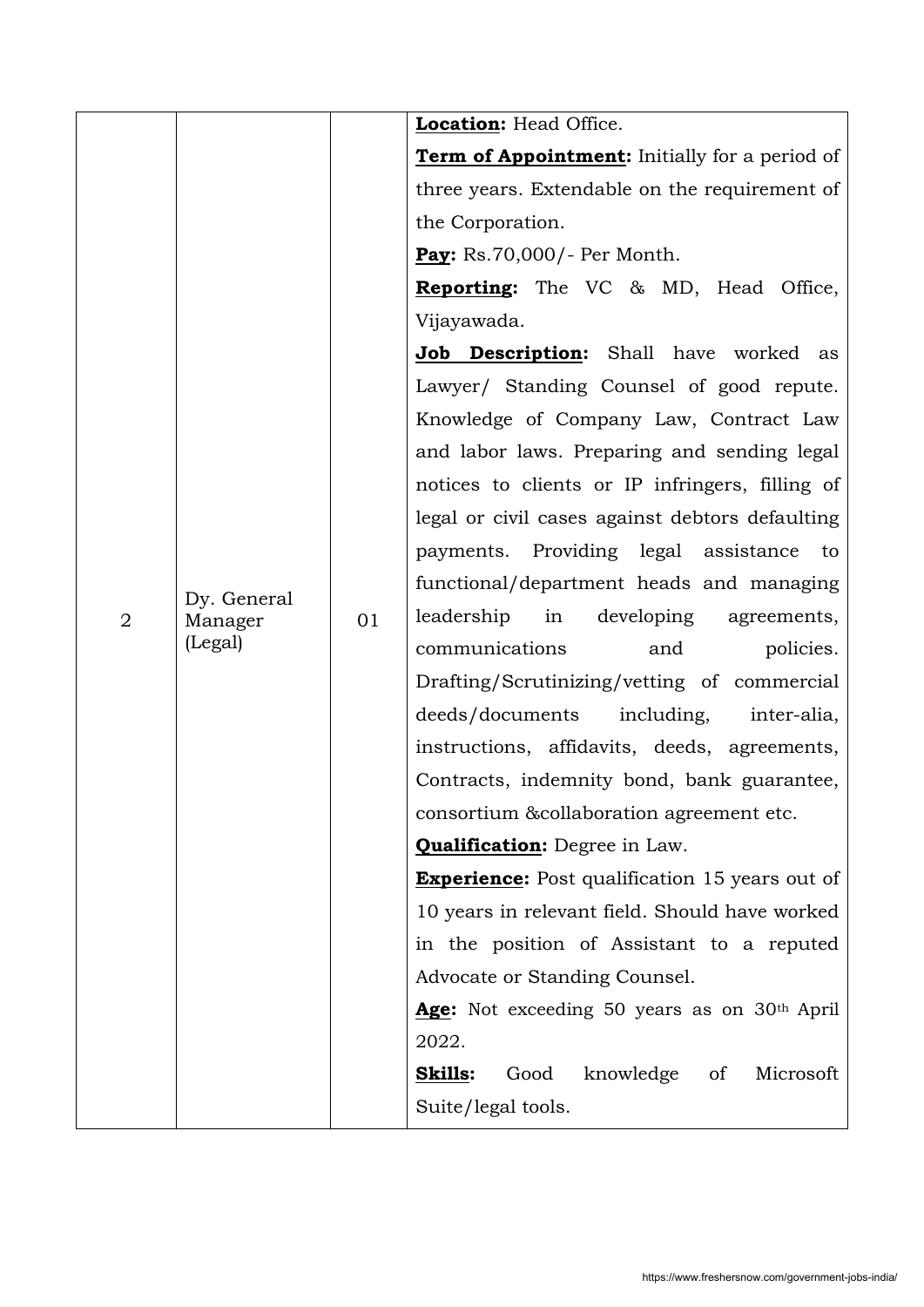| | | | |
|---|---|---|---|
| 2 | Dy. General Manager (Legal) | 01 | **Location:** Head Office.<br>**Term of Appointment:** Initially for a period of three years. Extendable on the requirement of the Corporation.<br>**Pay:** Rs.70,000/- Per Month.<br>**Reporting:** The VC & MD, Head Office, Vijayawada.<br>**Job Description:** Shall have worked as Lawyer/ Standing Counsel of good repute. Knowledge of Company Law, Contract Law and labor laws. Preparing and sending legal notices to clients or IP infringers, filling of legal or civil cases against debtors defaulting payments. Providing legal assistance to functional/department heads and managing leadership in developing agreements, communications and policies. Drafting/Scrutinizing/vetting of commercial deeds/documents including, inter-alia, instructions, affidavits, deeds, agreements, Contracts, indemnity bond, bank guarantee, consortium &collaboration agreement etc.<br>**Qualification:** Degree in Law.<br>**Experience:** Post qualification 15 years out of 10 years in relevant field. Should have worked in the position of Assistant to a reputed Advocate or Standing Counsel.<br>**Age:** Not exceeding 50 years as on 30th April 2022.<br>**Skills:** Good knowledge of Microsoft Suite/legal tools. |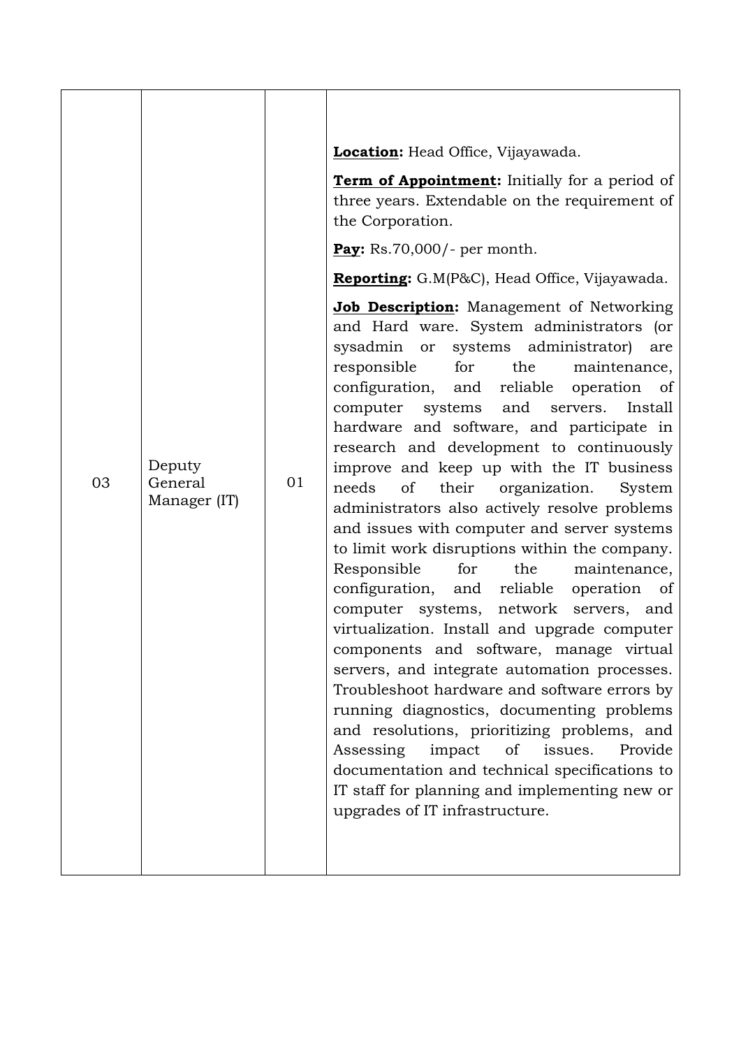| | | | |
|---|---|---|---|
| 03 | Deputy General Manager (IT) | 01 | **Location:** Head Office, Vijayawada.<br><br>**Term of Appointment:** Initially for a period of three years. Extendable on the requirement of the Corporation.<br><br>**Pay:** Rs.70,000/- per month.<br><br>**Reporting:** G.M(P&C), Head Office, Vijayawada.<br><br>**Job Description:** Management of Networking and Hard ware. System administrators (or sysadmin or systems administrator) are responsible for the maintenance, configuration, and reliable operation of computer systems and servers. Install hardware and software, and participate in research and development to continuously improve and keep up with the IT business needs of their organization. System administrators also actively resolve problems and issues with computer and server systems to limit work disruptions within the company. Responsible for the maintenance, configuration, and reliable operation of computer systems, network servers, and virtualization. Install and upgrade computer components and software, manage virtual servers, and integrate automation processes. Troubleshoot hardware and software errors by running diagnostics, documenting problems and resolutions, prioritizing problems, and Assessing impact of issues. Provide documentation and technical specifications to IT staff for planning and implementing new or upgrades of IT infrastructure. |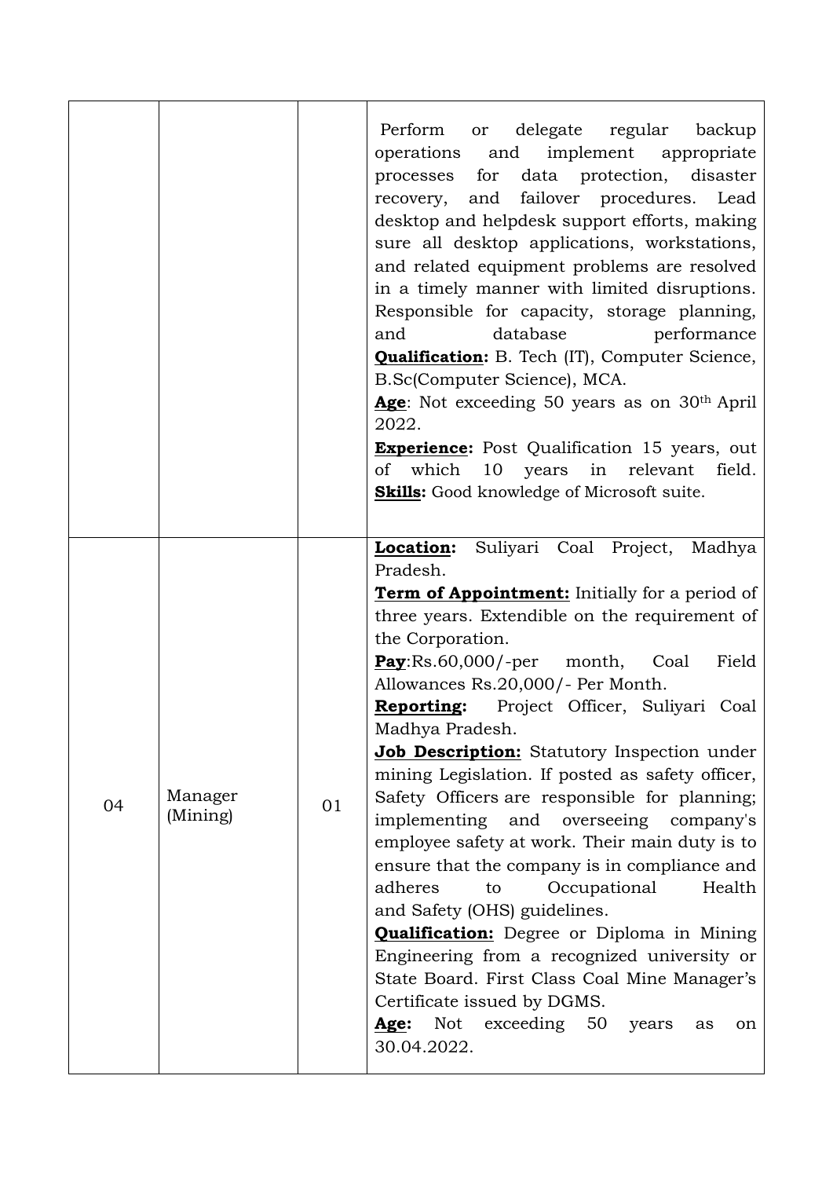| | | | |
|---|---|---|---|
| | | | Perform or delegate regular backup operations and implement appropriate processes for data protection, disaster recovery, and failover procedures. Lead desktop and helpdesk support efforts, making sure all desktop applications, workstations, and related equipment problems are resolved in a timely manner with limited disruptions. Responsible for capacity, storage planning, and database performance<br>**Qualification:** B. Tech (IT), Computer Science, B.Sc(Computer Science), MCA.<br>**Age**: Not exceeding 50 years as on 30th April 2022.<br>**Experience:** Post Qualification 15 years, out of which 10 years in relevant field.<br>**Skills:** Good knowledge of Microsoft suite. |
| 04 | Manager (Mining) | 01 | **Location:** Suliyari Coal Project, Madhya Pradesh.<br>**Term of Appointment:** Initially for a period of three years. Extendible on the requirement of the Corporation.<br>**Pay**:Rs.60,000/-per month, Coal Field Allowances Rs.20,000/- Per Month.<br>**Reporting:** Project Officer, Suliyari Coal Madhya Pradesh.<br>**Job Description:** Statutory Inspection under mining Legislation. If posted as safety officer, Safety Officers are responsible for planning; implementing and overseeing company's employee safety at work. Their main duty is to ensure that the company is in compliance and adheres to Occupational Health and Safety (OHS) guidelines.<br>**Qualification:** Degree or Diploma in Mining Engineering from a recognized university or State Board. First Class Coal Mine Manager's Certificate issued by DGMS.<br>**Age:** Not exceeding 50 years as on 30.04.2022. |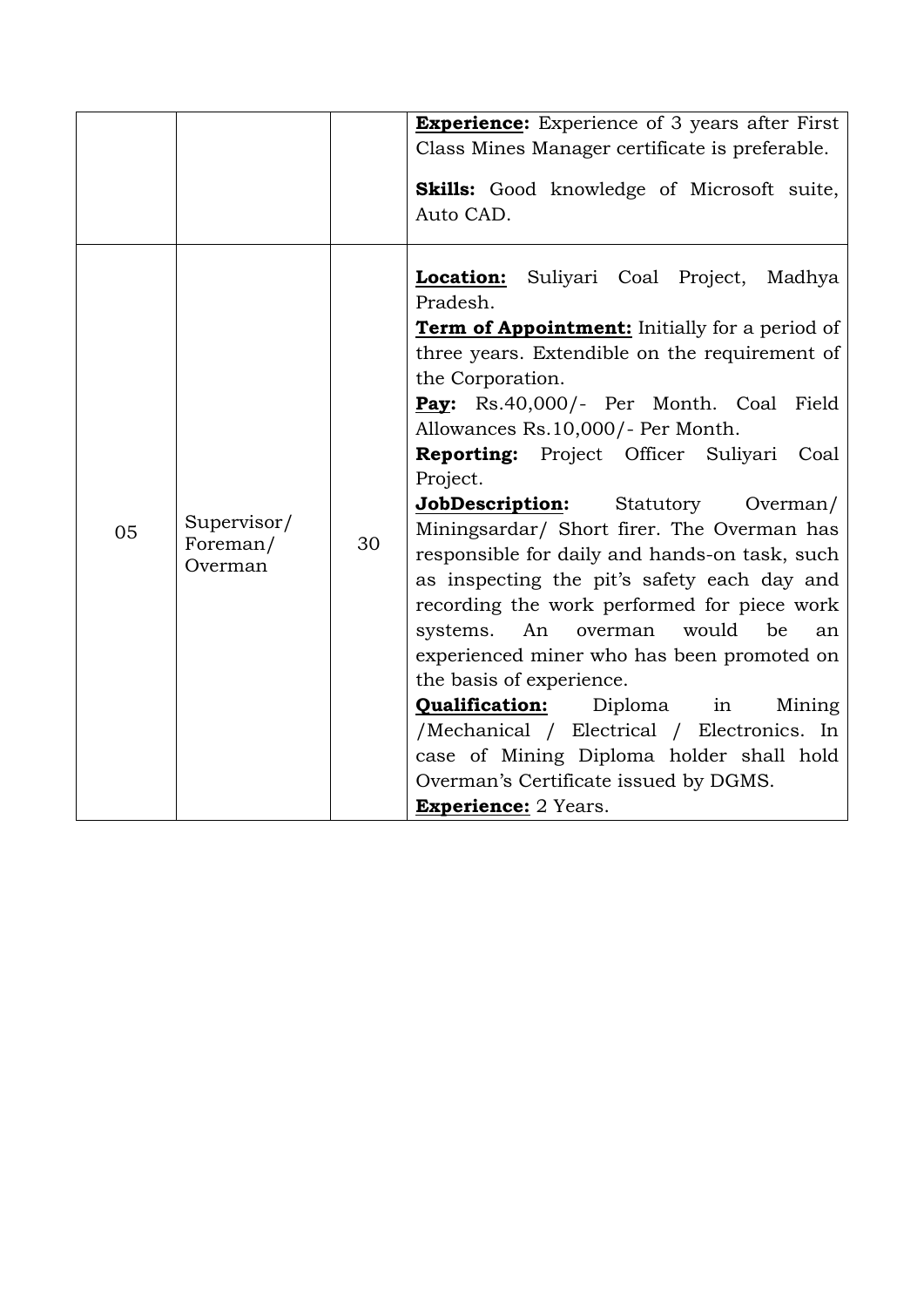| | | | |
|---|---|---|---|
| | | | **Experience:** Experience of 3 years after First Class Mines Manager certificate is preferable.<br><br>**Skills:** Good knowledge of Microsoft suite, Auto CAD. |
| 05 | Supervisor/ Foreman/ Overman | 30 | **Location:** Suliyari Coal Project, Madhya Pradesh.<br>**Term of Appointment:** Initially for a period of three years. Extendible on the requirement of the Corporation.<br>**Pay:** Rs.40,000/- Per Month. Coal Field Allowances Rs.10,000/- Per Month.<br>**Reporting:** Project Officer Suliyari Coal Project.<br>**JobDescription:** Statutory Overman/ Miningsardar/ Short firer. The Overman has responsible for daily and hands-on task, such as inspecting the pit's safety each day and recording the work performed for piece work systems. An overman would be an experienced miner who has been promoted on the basis of experience.<br>**Qualification:** Diploma in Mining /Mechanical / Electrical / Electronics. In case of Mining Diploma holder shall hold Overman's Certificate issued by DGMS.<br>**Experience:** 2 Years. |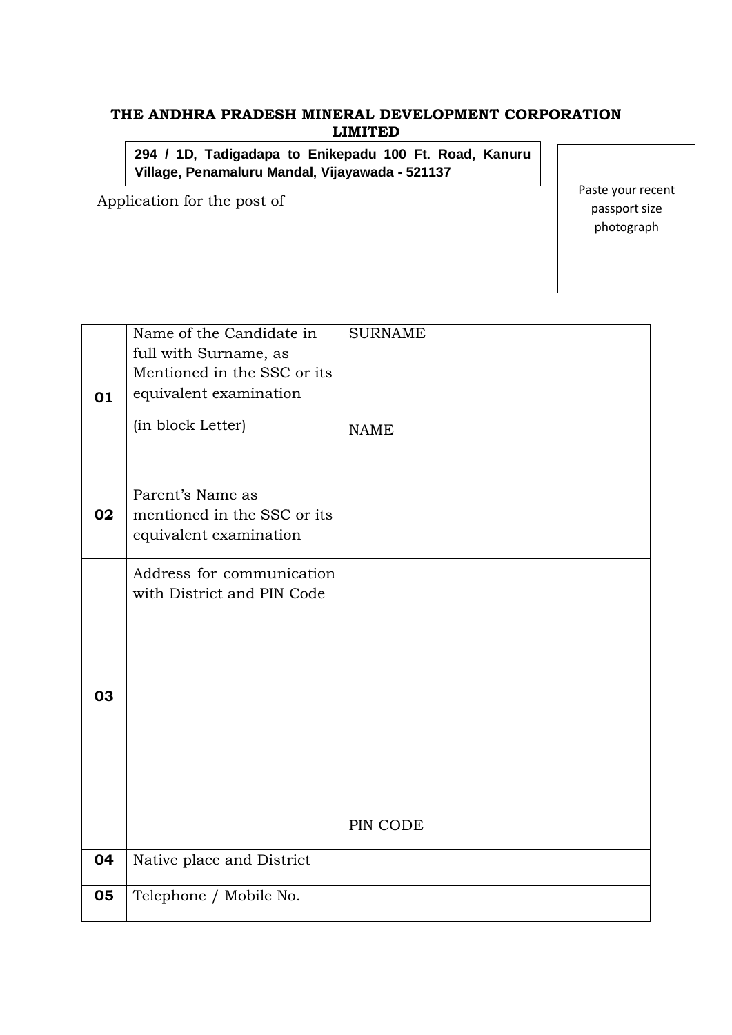**THE ANDHRA PRADESH MINERAL DEVELOPMENT CORPORATION LIMITED**

**294 / 1D, Tadigadapa to Enikepadu 100 Ft. Road, Kanuru Village, Penamaluru Mandal, Vijayawada - 521137**

Application for the post of

Paste your recent passport size photograph

| | | |
|---|---|---|
| **01** | Name of the Candidate in full with Surname, as Mentioned in the SSC or its equivalent examination<br><br>(in block Letter) | SURNAME<br><br>NAME |
| **02** | Parent's Name as mentioned in the SSC or its equivalent examination | |
| **03** | Address for communication with District and PIN Code | PIN CODE |
| **04** | Native place and District | |
| **05** | Telephone / Mobile No. | |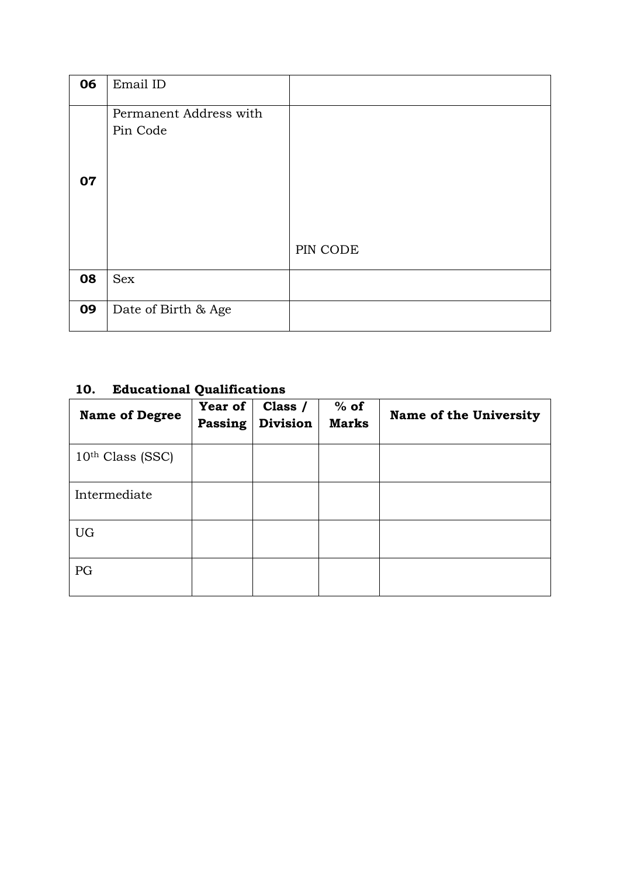| | | |
|---|---|---|
| **06** | Email ID | |
| **07** | Permanent Address with Pin Code | PIN CODE |
| **08** | Sex | |
| **09** | Date of Birth & Age | |

**10. Educational Qualifications**

| Name of Degree | Year of Passing | Class / Division | % of Marks | Name of the University |
|---|---|---|---|---|
| $10^{th}$ Class (SSC) | | | | |
| Intermediate | | | | |
| UG | | | | |
| PG | | | | |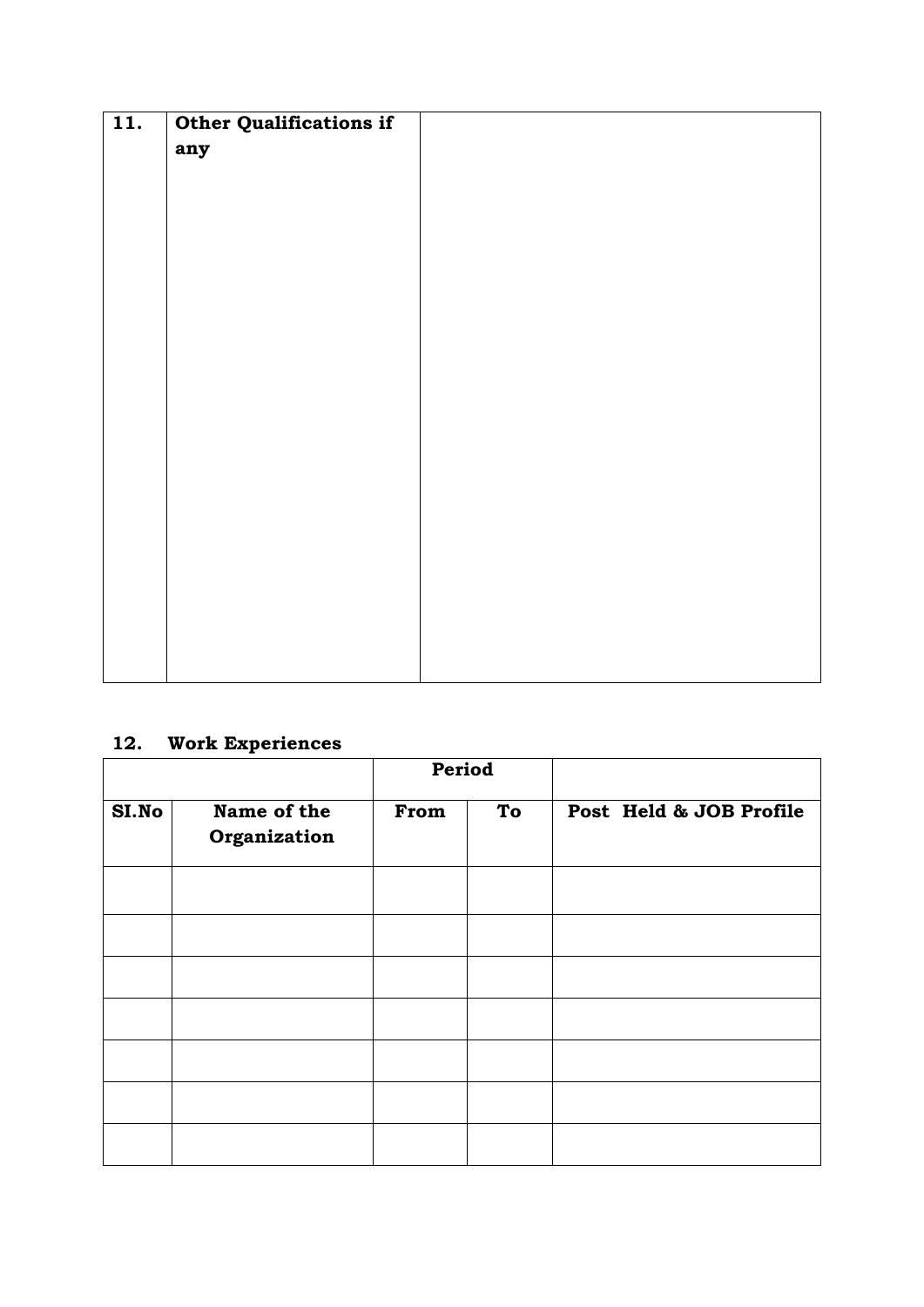| 11. | **Other Qualifications if any** | |
|---|---|---|

**12. Work Experiences**

| | | Period | | |
|---|---|---|---|---|
| **SI.No** | **Name of the Organization** | **From** | **To** | **Post Held & JOB Profile** |
| | | | | |
| | | | | |
| | | | | |
| | | | | |
| | | | | |
| | | | | |
| | | | | |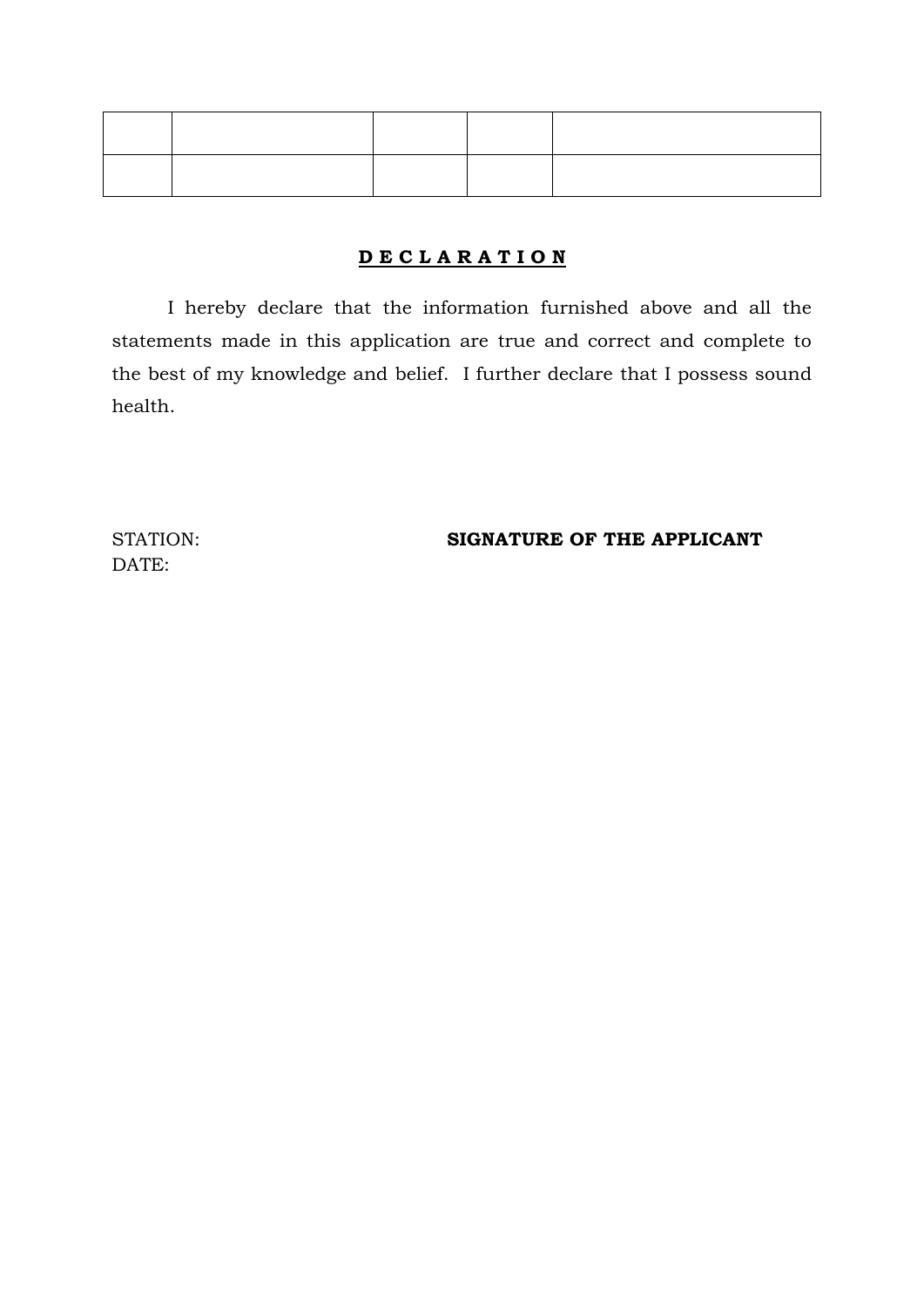| | | | | |
|---|---|---|---|---|
| | | | | |
| | | | | |

## D E C L A R A T I O N

I hereby declare that the information furnished above and all the statements made in this application are true and correct and complete to the best of my knowledge and belief. I further declare that I possess sound health.

STATION: **SIGNATURE OF THE APPLICANT**

DATE: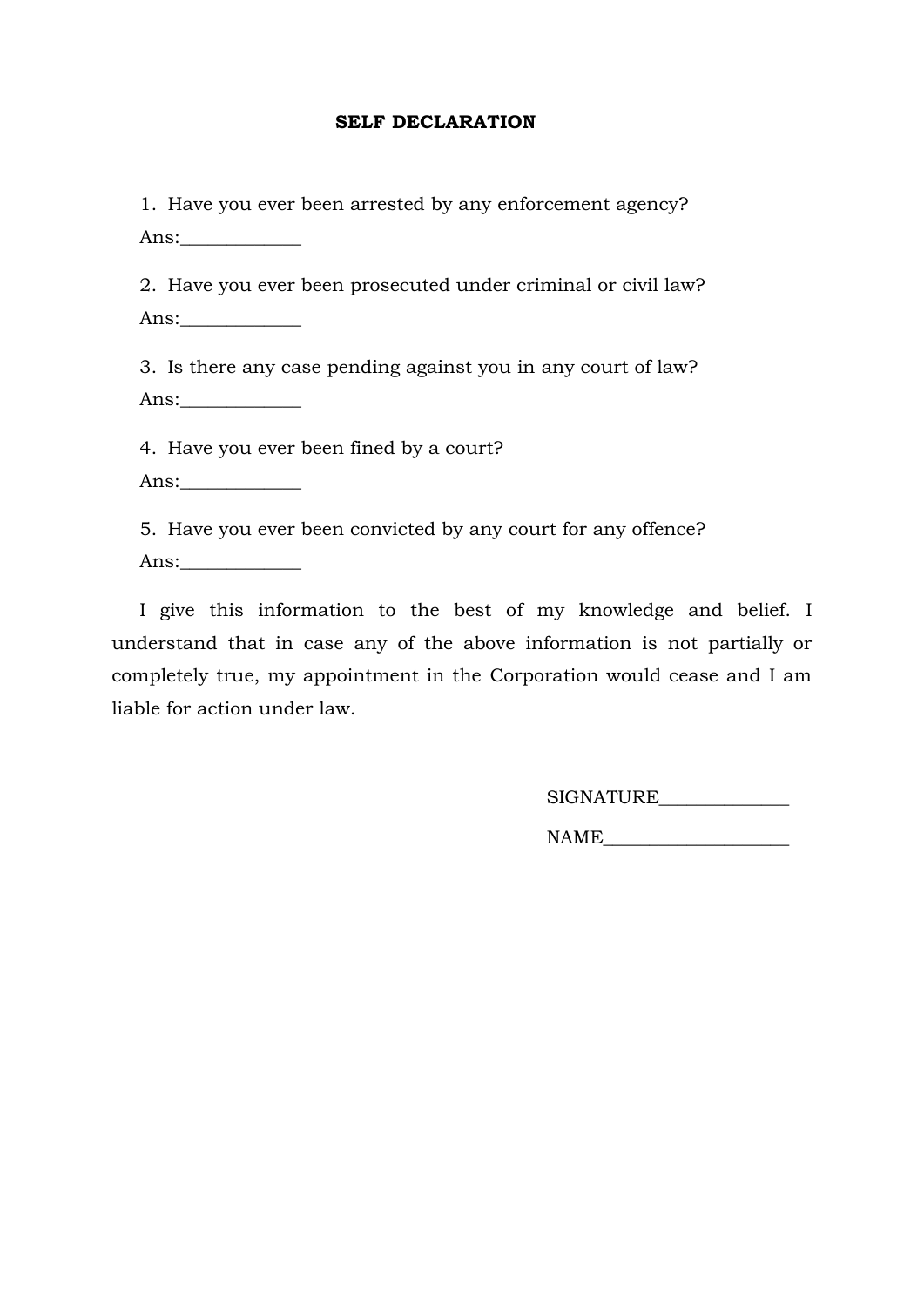**SELF DECLARATION**

1. Have you ever been arrested by any enforcement agency?
   Ans:_____________

2. Have you ever been prosecuted under criminal or civil law?
   Ans:_____________

3. Is there any case pending against you in any court of law?
   Ans:_____________

4. Have you ever been fined by a court?
   Ans:_____________

5. Have you ever been convicted by any court for any offence?
   Ans:_____________

I give this information to the best of my knowledge and belief. I understand that in case any of the above information is not partially or completely true, my appointment in the Corporation would cease and I am liable for action under law.

SIGNATURE______________

NAME____________________